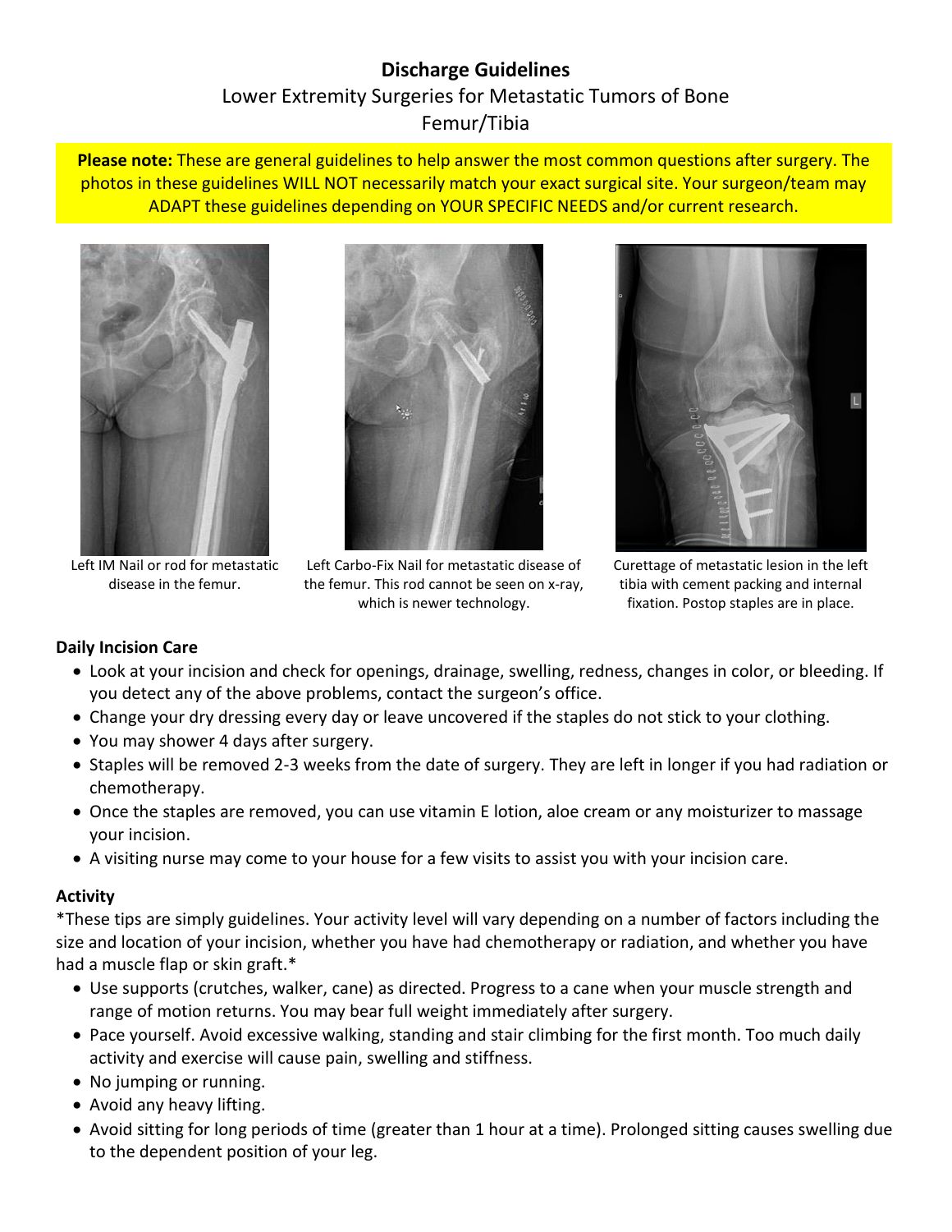# Discharge Guidelines

## Lower Extremity Surgeries for Metastatic Tumors of Bone
## Femur/Tibia

**Please note:** These are general guidelines to help answer the most common questions after surgery. The photos in these guidelines WILL NOT necessarily match your exact surgical site. Your surgeon/team may ADAPT these guidelines depending on YOUR SPECIFIC NEEDS and/or current research.

Left IM Nail or rod for metastatic disease in the femur.

Left Carbo-Fix Nail for metastatic disease of the femur. This rod cannot be seen on x-ray, which is newer technology.

Curettage of metastatic lesion in the left tibia with cement packing and internal fixation. Postop staples are in place.

### Daily Incision Care

- Look at your incision and check for openings, drainage, swelling, redness, changes in color, or bleeding. If you detect any of the above problems, contact the surgeon's office.
- Change your dry dressing every day or leave uncovered if the staples do not stick to your clothing.
- You may shower 4 days after surgery.
- Staples will be removed 2-3 weeks from the date of surgery. They are left in longer if you had radiation or chemotherapy.
- Once the staples are removed, you can use vitamin E lotion, aloe cream or any moisturizer to massage your incision.
- A visiting nurse may come to your house for a few visits to assist you with your incision care.

### Activity

*These tips are simply guidelines. Your activity level will vary depending on a number of factors including the size and location of your incision, whether you have had chemotherapy or radiation, and whether you have had a muscle flap or skin graft.*

- Use supports (crutches, walker, cane) as directed. Progress to a cane when your muscle strength and range of motion returns. You may bear full weight immediately after surgery.
- Pace yourself. Avoid excessive walking, standing and stair climbing for the first month. Too much daily activity and exercise will cause pain, swelling and stiffness.
- No jumping or running.
- Avoid any heavy lifting.
- Avoid sitting for long periods of time (greater than 1 hour at a time). Prolonged sitting causes swelling due to the dependent position of your leg.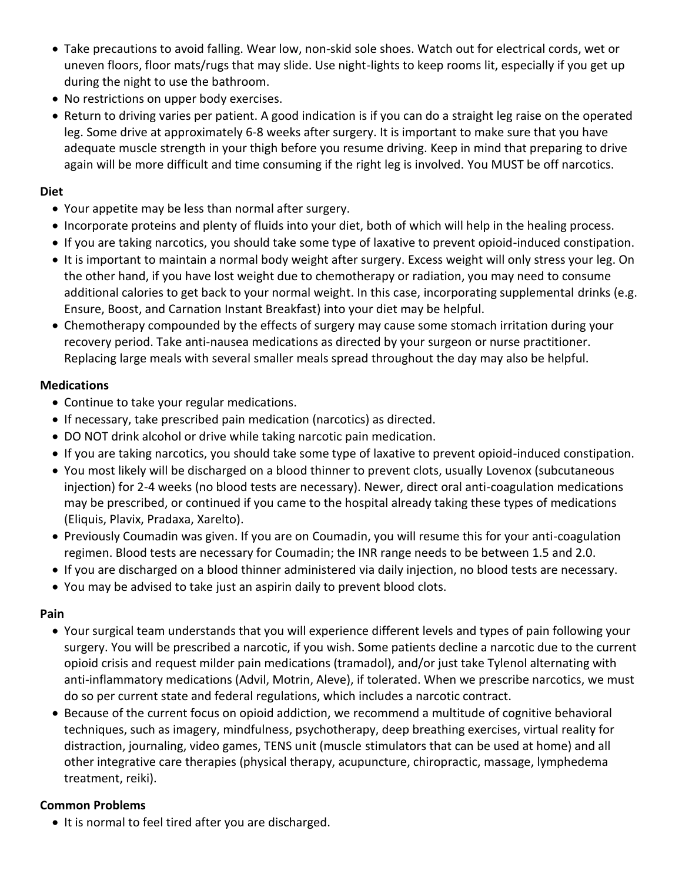- Take precautions to avoid falling. Wear low, non-skid sole shoes. Watch out for electrical cords, wet or uneven floors, floor mats/rugs that may slide. Use night-lights to keep rooms lit, especially if you get up during the night to use the bathroom.
- No restrictions on upper body exercises.
- Return to driving varies per patient. A good indication is if you can do a straight leg raise on the operated leg. Some drive at approximately 6-8 weeks after surgery. It is important to make sure that you have adequate muscle strength in your thigh before you resume driving. Keep in mind that preparing to drive again will be more difficult and time consuming if the right leg is involved. You MUST be off narcotics.

**Diet**

- Your appetite may be less than normal after surgery.
- Incorporate proteins and plenty of fluids into your diet, both of which will help in the healing process.
- If you are taking narcotics, you should take some type of laxative to prevent opioid-induced constipation.
- It is important to maintain a normal body weight after surgery. Excess weight will only stress your leg. On the other hand, if you have lost weight due to chemotherapy or radiation, you may need to consume additional calories to get back to your normal weight. In this case, incorporating supplemental drinks (e.g. Ensure, Boost, and Carnation Instant Breakfast) into your diet may be helpful.
- Chemotherapy compounded by the effects of surgery may cause some stomach irritation during your recovery period. Take anti-nausea medications as directed by your surgeon or nurse practitioner. Replacing large meals with several smaller meals spread throughout the day may also be helpful.

**Medications**

- Continue to take your regular medications.
- If necessary, take prescribed pain medication (narcotics) as directed.
- DO NOT drink alcohol or drive while taking narcotic pain medication.
- If you are taking narcotics, you should take some type of laxative to prevent opioid-induced constipation.
- You most likely will be discharged on a blood thinner to prevent clots, usually Lovenox (subcutaneous injection) for 2-4 weeks (no blood tests are necessary). Newer, direct oral anti-coagulation medications may be prescribed, or continued if you came to the hospital already taking these types of medications (Eliquis, Plavix, Pradaxa, Xarelto).
- Previously Coumadin was given. If you are on Coumadin, you will resume this for your anti-coagulation regimen. Blood tests are necessary for Coumadin; the INR range needs to be between 1.5 and 2.0.
- If you are discharged on a blood thinner administered via daily injection, no blood tests are necessary.
- You may be advised to take just an aspirin daily to prevent blood clots.

**Pain**

- Your surgical team understands that you will experience different levels and types of pain following your surgery. You will be prescribed a narcotic, if you wish. Some patients decline a narcotic due to the current opioid crisis and request milder pain medications (tramadol), and/or just take Tylenol alternating with anti-inflammatory medications (Advil, Motrin, Aleve), if tolerated. When we prescribe narcotics, we must do so per current state and federal regulations, which includes a narcotic contract.
- Because of the current focus on opioid addiction, we recommend a multitude of cognitive behavioral techniques, such as imagery, mindfulness, psychotherapy, deep breathing exercises, virtual reality for distraction, journaling, video games, TENS unit (muscle stimulators that can be used at home) and all other integrative care therapies (physical therapy, acupuncture, chiropractic, massage, lymphedema treatment, reiki).

**Common Problems**

- It is normal to feel tired after you are discharged.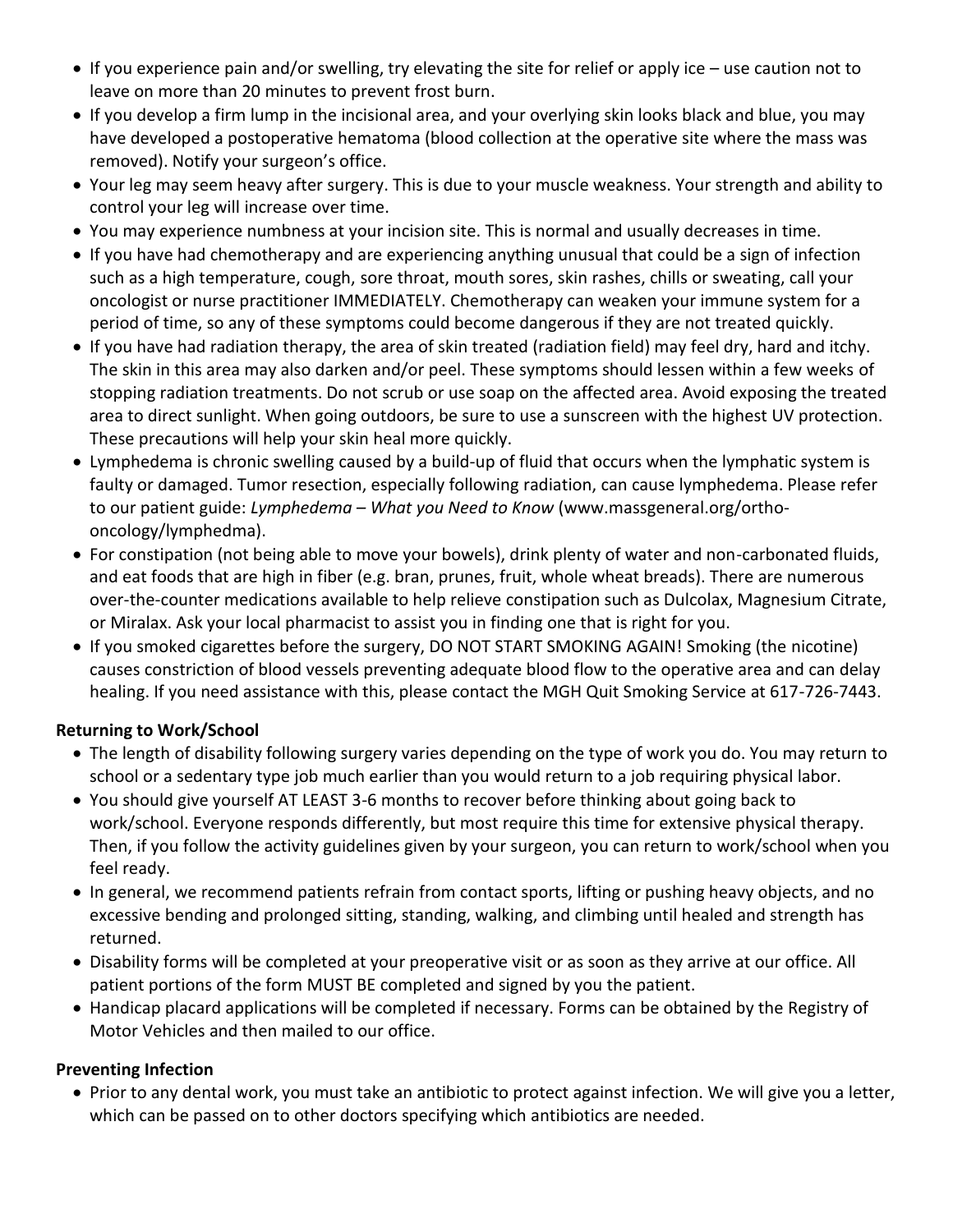- If you experience pain and/or swelling, try elevating the site for relief or apply ice – use caution not to leave on more than 20 minutes to prevent frost burn.
- If you develop a firm lump in the incisional area, and your overlying skin looks black and blue, you may have developed a postoperative hematoma (blood collection at the operative site where the mass was removed). Notify your surgeon's office.
- Your leg may seem heavy after surgery. This is due to your muscle weakness. Your strength and ability to control your leg will increase over time.
- You may experience numbness at your incision site. This is normal and usually decreases in time.
- If you have had chemotherapy and are experiencing anything unusual that could be a sign of infection such as a high temperature, cough, sore throat, mouth sores, skin rashes, chills or sweating, call your oncologist or nurse practitioner IMMEDIATELY. Chemotherapy can weaken your immune system for a period of time, so any of these symptoms could become dangerous if they are not treated quickly.
- If you have had radiation therapy, the area of skin treated (radiation field) may feel dry, hard and itchy. The skin in this area may also darken and/or peel. These symptoms should lessen within a few weeks of stopping radiation treatments. Do not scrub or use soap on the affected area. Avoid exposing the treated area to direct sunlight. When going outdoors, be sure to use a sunscreen with the highest UV protection. These precautions will help your skin heal more quickly.
- Lymphedema is chronic swelling caused by a build-up of fluid that occurs when the lymphatic system is faulty or damaged. Tumor resection, especially following radiation, can cause lymphedema. Please refer to our patient guide: *Lymphedema – What you Need to Know* (www.massgeneral.org/ortho-oncology/lymphedma).
- For constipation (not being able to move your bowels), drink plenty of water and non-carbonated fluids, and eat foods that are high in fiber (e.g. bran, prunes, fruit, whole wheat breads). There are numerous over-the-counter medications available to help relieve constipation such as Dulcolax, Magnesium Citrate, or Miralax. Ask your local pharmacist to assist you in finding one that is right for you.
- If you smoked cigarettes before the surgery, DO NOT START SMOKING AGAIN! Smoking (the nicotine) causes constriction of blood vessels preventing adequate blood flow to the operative area and can delay healing. If you need assistance with this, please contact the MGH Quit Smoking Service at 617-726-7443.

**Returning to Work/School**

- The length of disability following surgery varies depending on the type of work you do. You may return to school or a sedentary type job much earlier than you would return to a job requiring physical labor.
- You should give yourself AT LEAST 3-6 months to recover before thinking about going back to work/school. Everyone responds differently, but most require this time for extensive physical therapy. Then, if you follow the activity guidelines given by your surgeon, you can return to work/school when you feel ready.
- In general, we recommend patients refrain from contact sports, lifting or pushing heavy objects, and no excessive bending and prolonged sitting, standing, walking, and climbing until healed and strength has returned.
- Disability forms will be completed at your preoperative visit or as soon as they arrive at our office. All patient portions of the form MUST BE completed and signed by you the patient.
- Handicap placard applications will be completed if necessary. Forms can be obtained by the Registry of Motor Vehicles and then mailed to our office.

**Preventing Infection**

- Prior to any dental work, you must take an antibiotic to protect against infection. We will give you a letter, which can be passed on to other doctors specifying which antibiotics are needed.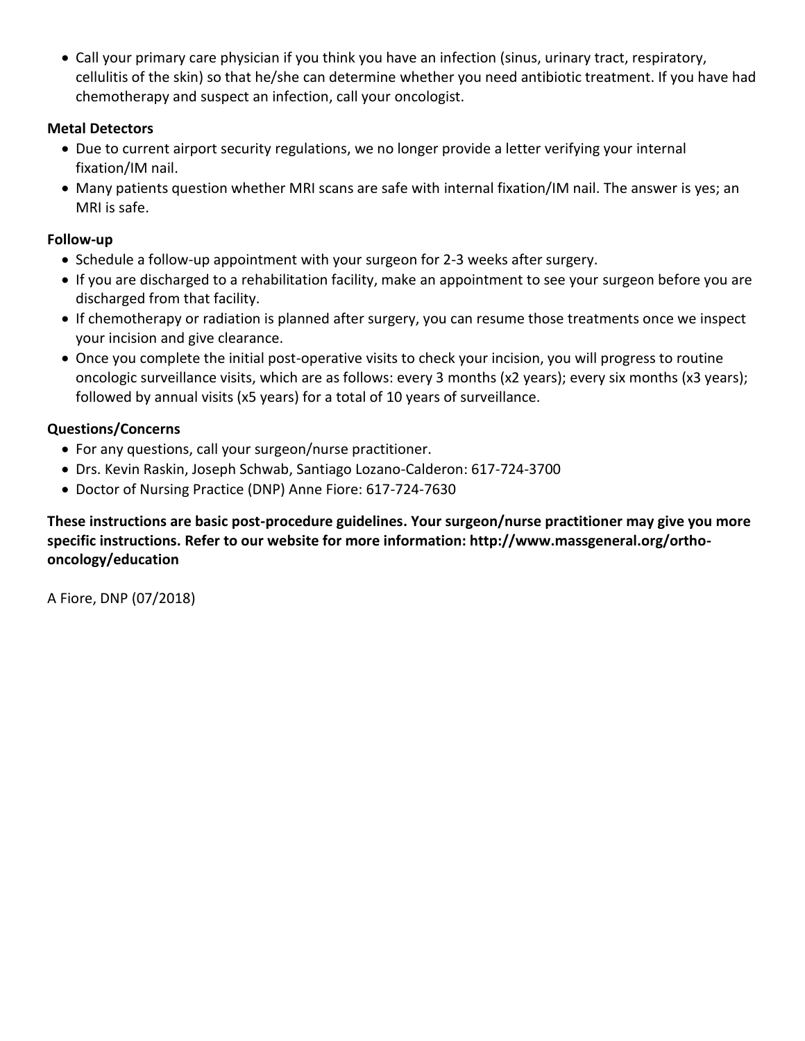- Call your primary care physician if you think you have an infection (sinus, urinary tract, respiratory, cellulitis of the skin) so that he/she can determine whether you need antibiotic treatment. If you have had chemotherapy and suspect an infection, call your oncologist.

**Metal Detectors**

- Due to current airport security regulations, we no longer provide a letter verifying your internal fixation/IM nail.
- Many patients question whether MRI scans are safe with internal fixation/IM nail. The answer is yes; an MRI is safe.

**Follow-up**

- Schedule a follow-up appointment with your surgeon for 2-3 weeks after surgery.
- If you are discharged to a rehabilitation facility, make an appointment to see your surgeon before you are discharged from that facility.
- If chemotherapy or radiation is planned after surgery, you can resume those treatments once we inspect your incision and give clearance.
- Once you complete the initial post-operative visits to check your incision, you will progress to routine oncologic surveillance visits, which are as follows: every 3 months (x2 years); every six months (x3 years); followed by annual visits (x5 years) for a total of 10 years of surveillance.

**Questions/Concerns**

- For any questions, call your surgeon/nurse practitioner.
- Drs. Kevin Raskin, Joseph Schwab, Santiago Lozano-Calderon: 617-724-3700
- Doctor of Nursing Practice (DNP) Anne Fiore: 617-724-7630

**These instructions are basic post-procedure guidelines. Your surgeon/nurse practitioner may give you more specific instructions. Refer to our website for more information: http://www.massgeneral.org/ortho-oncology/education**

A Fiore, DNP (07/2018)